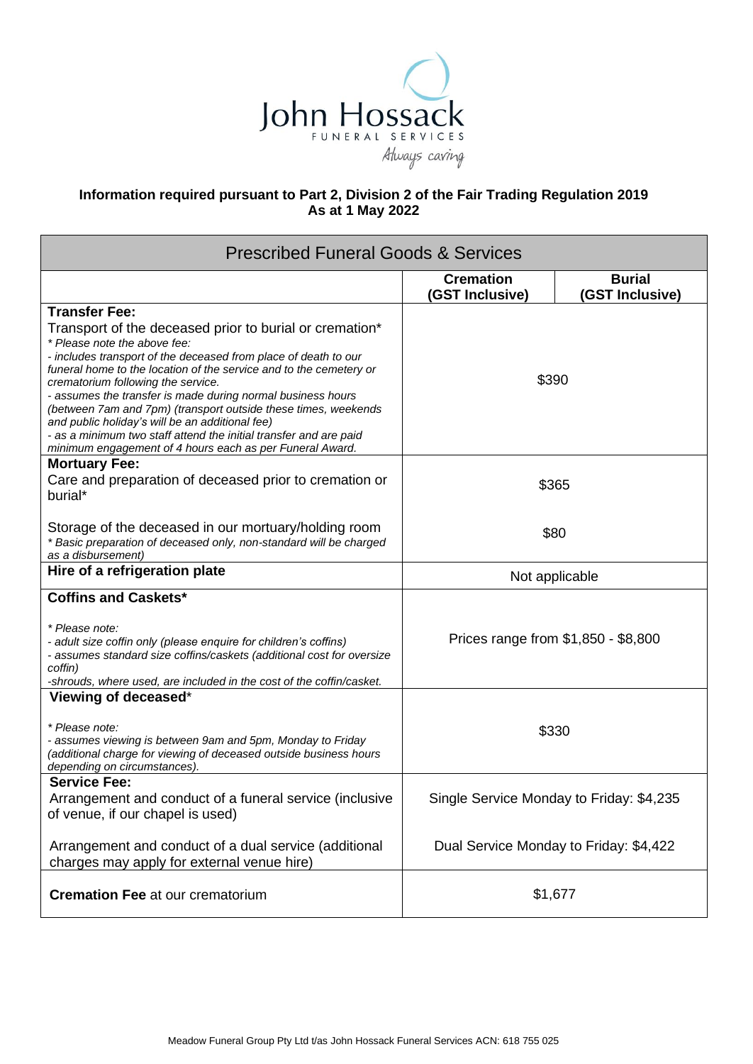John Hossack

FUNERAL SERVICES

*Always caring*

**Information required pursuant to Part 2, Division 2 of the Fair Trading Regulation 2019**
**As at 1 May 2022**

| Prescribed Funeral Goods & Services | | |
|---|---|---|
| | **Cremation (GST Inclusive)** | **Burial (GST Inclusive)** |
| **Transfer Fee:** Transport of the deceased prior to burial or cremation* <br> *\* Please note the above fee:* <br> *- includes transport of the deceased from place of death to our funeral home to the location of the service and to the cemetery or crematorium following the service.* <br> *- assumes the transfer is made during normal business hours (between 7am and 7pm) (transport outside these times, weekends and public holiday's will be an additional fee)* <br> *- as a minimum two staff attend the initial transfer and are paid minimum engagement of 4 hours each as per Funeral Award.* | $390 | |
| **Mortuary Fee:** Care and preparation of deceased prior to cremation or burial* | $365 | |
| Storage of the deceased in our mortuary/holding room <br> *\* Basic preparation of deceased only, non-standard will be charged as a disbursement)* | $80 | |
| **Hire of a refrigeration plate** | Not applicable | |
| **Coffins and Caskets*** <br> *\* Please note:* <br> *- adult size coffin only (please enquire for children's coffins)* <br> *- assumes standard size coffins/caskets (additional cost for oversize coffin)* <br> *-shrouds, where used, are included in the cost of the coffin/casket.* | Prices range from $1,850 - $8,800 | |
| **Viewing of deceased*** <br> *\* Please note:* <br> *- assumes viewing is between 9am and 5pm, Monday to Friday (additional charge for viewing of deceased outside business hours depending on circumstances).* | $330 | |
| **Service Fee:** Arrangement and conduct of a funeral service (inclusive of venue, if our chapel is used) | Single Service Monday to Friday: $4,235 | |
| Arrangement and conduct of a dual service (additional charges may apply for external venue hire) | Dual Service Monday to Friday: $4,422 | |
| **Cremation Fee** at our crematorium | $1,677 | |

Meadow Funeral Group Pty Ltd t/as John Hossack Funeral Services ACN: 618 755 025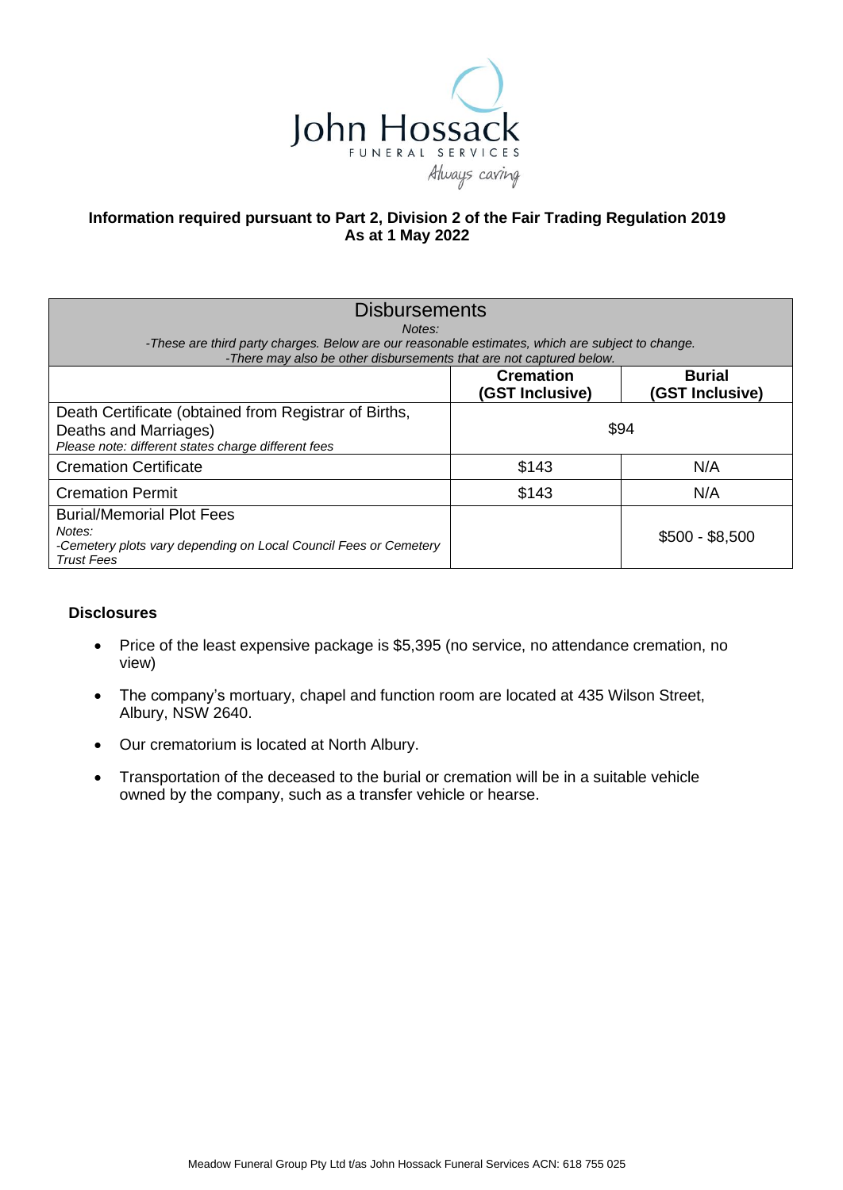John Hossack

FUNERAL SERVICES

*Always caring*

**Information required pursuant to Part 2, Division 2 of the Fair Trading Regulation 2019**
**As at 1 May 2022**

| Disbursements<br>*Notes:*<br>*-These are third party charges. Below are our reasonable estimates, which are subject to change.*<br>*-There may also be other disbursements that are not captured below.* | | |
|---|---|---|
| | **Cremation (GST Inclusive)** | **Burial (GST Inclusive)** |
| Death Certificate (obtained from Registrar of Births, Deaths and Marriages)<br>*Please note: different states charge different fees* | $94 | |
| Cremation Certificate | $143 | N/A |
| Cremation Permit | $143 | N/A |
| Burial/Memorial Plot Fees<br>*Notes:*<br>*-Cemetery plots vary depending on Local Council Fees or Cemetery Trust Fees* | | $500 - $8,500 |

**Disclosures**

- Price of the least expensive package is $5,395 (no service, no attendance cremation, no view)
- The company's mortuary, chapel and function room are located at 435 Wilson Street, Albury, NSW 2640.
- Our crematorium is located at North Albury.
- Transportation of the deceased to the burial or cremation will be in a suitable vehicle owned by the company, such as a transfer vehicle or hearse.

Meadow Funeral Group Pty Ltd t/as John Hossack Funeral Services ACN: 618 755 025